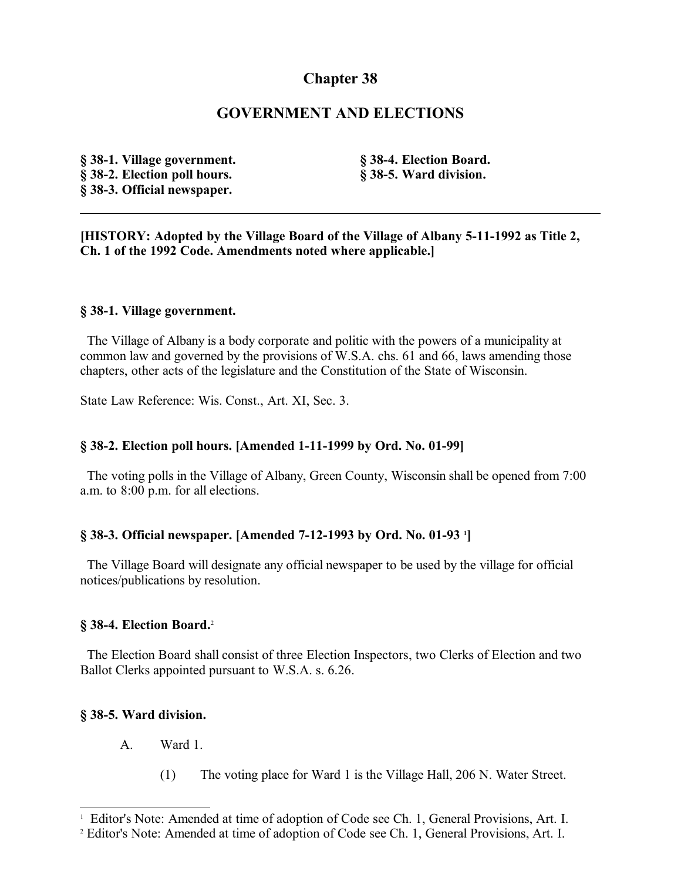# Chapter 38

## GOVERNMENT AND ELECTIONS

**§ 38-1. Village government.**
**§ 38-2. Election poll hours.**
**§ 38-3. Official newspaper.**
**§ 38-4. Election Board.**
**§ 38-5. Ward division.**

---

**[HISTORY: Adopted by the Village Board of the Village of Albany 5-11-1992 as Title 2, Ch. 1 of the 1992 Code. Amendments noted where applicable.]**

### § 38-1. Village government.

The Village of Albany is a body corporate and politic with the powers of a municipality at common law and governed by the provisions of W.S.A. chs. 61 and 66, laws amending those chapters, other acts of the legislature and the Constitution of the State of Wisconsin.

State Law Reference: Wis. Const., Art. XI, Sec. 3.

### § 38-2. Election poll hours. [Amended 1-11-1999 by Ord. No. 01-99]

The voting polls in the Village of Albany, Green County, Wisconsin shall be opened from 7:00 a.m. to 8:00 p.m. for all elections.

### § 38-3. Official newspaper. [Amended 7-12-1993 by Ord. No. 01-93 [1]]

The Village Board will designate any official newspaper to be used by the village for official notices/publications by resolution.

### § 38-4. Election Board.[2]

The Election Board shall consist of three Election Inspectors, two Clerks of Election and two Ballot Clerks appointed pursuant to W.S.A. s. 6.26.

### § 38-5. Ward division.

A. Ward 1.

(1) The voting place for Ward 1 is the Village Hall, 206 N. Water Street.

---

[1] Editor's Note: Amended at time of adoption of Code see Ch. 1, General Provisions, Art. I.

[2] Editor's Note: Amended at time of adoption of Code see Ch. 1, General Provisions, Art. I.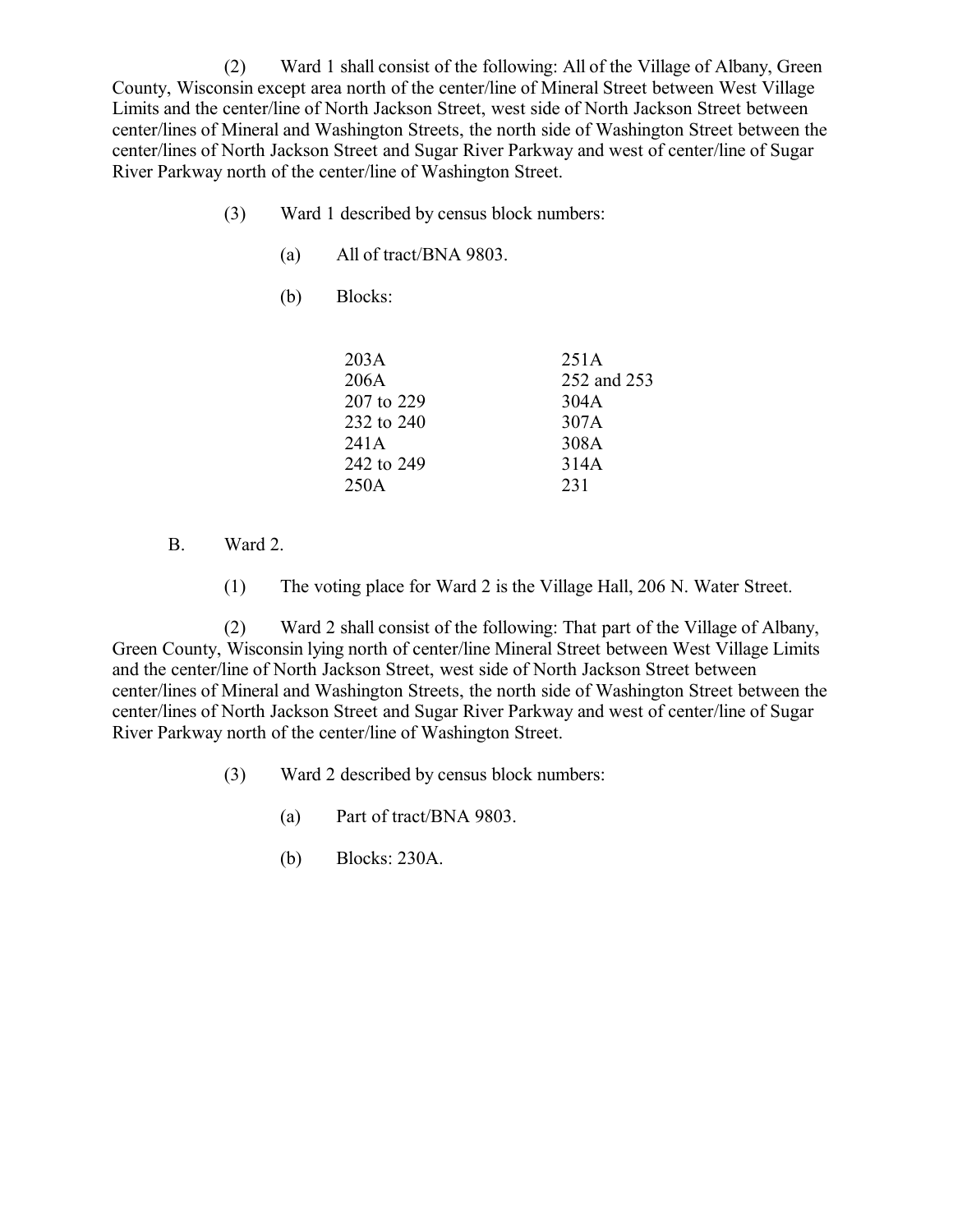(2) Ward 1 shall consist of the following: All of the Village of Albany, Green County, Wisconsin except area north of the center/line of Mineral Street between West Village Limits and the center/line of North Jackson Street, west side of North Jackson Street between center/lines of Mineral and Washington Streets, the north side of Washington Street between the center/lines of North Jackson Street and Sugar River Parkway and west of center/line of Sugar River Parkway north of the center/line of Washington Street.

(3) Ward 1 described by census block numbers:

(a) All of tract/BNA 9803.

(b) Blocks:

| | |
|---|---|
| 203A | 251A |
| 206A | 252 and 253 |
| 207 to 229 | 304A |
| 232 to 240 | 307A |
| 241A | 308A |
| 242 to 249 | 314A |
| 250A | 231 |

B. Ward 2.

(1) The voting place for Ward 2 is the Village Hall, 206 N. Water Street.

(2) Ward 2 shall consist of the following: That part of the Village of Albany, Green County, Wisconsin lying north of center/line Mineral Street between West Village Limits and the center/line of North Jackson Street, west side of North Jackson Street between center/lines of Mineral and Washington Streets, the north side of Washington Street between the center/lines of North Jackson Street and Sugar River Parkway and west of center/line of Sugar River Parkway north of the center/line of Washington Street.

(3) Ward 2 described by census block numbers:

(a) Part of tract/BNA 9803.

(b) Blocks: 230A.